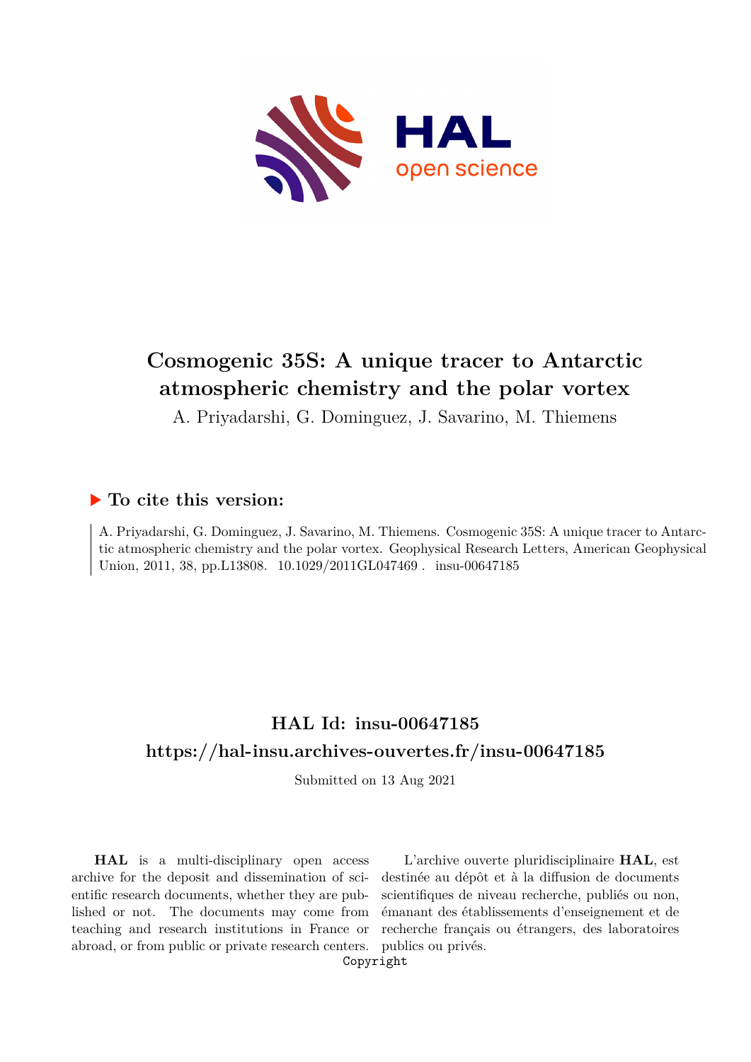# Cosmogenic 35S: A unique tracer to Antarctic atmospheric chemistry and the polar vortex

A. Priyadarshi, G. Dominguez, J. Savarino, M. Thiemens

## ▶ To cite this version:

A. Priyadarshi, G. Dominguez, J. Savarino, M. Thiemens. Cosmogenic 35S: A unique tracer to Antarctic atmospheric chemistry and the polar vortex. Geophysical Research Letters, American Geophysical Union, 2011, 38, pp.L13808. 10.1029/2011GL047469 . insu-00647185

## HAL Id: insu-00647185

## https://hal-insu.archives-ouvertes.fr/insu-00647185

Submitted on 13 Aug 2021

**HAL** is a multi-disciplinary open access archive for the deposit and dissemination of scientific research documents, whether they are published or not. The documents may come from teaching and research institutions in France or abroad, or from public or private research centers.

L'archive ouverte pluridisciplinaire **HAL**, est destinée au dépôt et à la diffusion de documents scientifiques de niveau recherche, publiés ou non, émanant des établissements d'enseignement et de recherche français ou étrangers, des laboratoires publics ou privés.

Copyright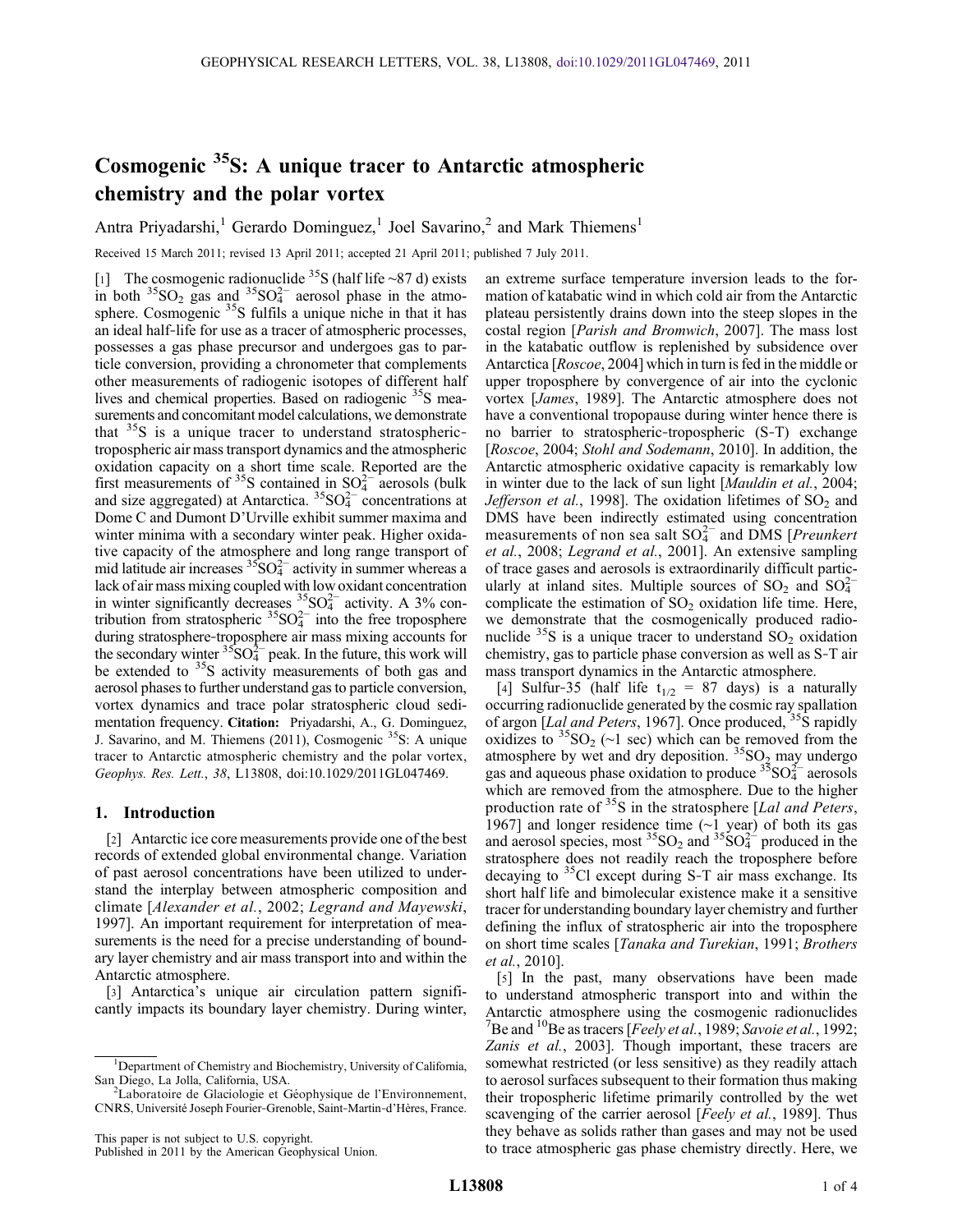# Cosmogenic $^{35}$S: A unique tracer to Antarctic atmospheric chemistry and the polar vortex

Antra Priyadarshi,[1] Gerardo Dominguez,[1] Joel Savarino,[2] and Mark Thiemens[1]

Received 15 March 2011; revised 13 April 2011; accepted 21 April 2011; published 7 July 2011.

[1] The cosmogenic radionuclide $^{35}$S (half life ~87 d) exists in both $^{35}SO_2$ gas and $^{35}SO_4^{2-}$ aerosol phase in the atmosphere. Cosmogenic $^{35}$S fulfils a unique niche in that it has an ideal half-life for use as a tracer of atmospheric processes, possesses a gas phase precursor and undergoes gas to particle conversion, providing a chronometer that complements other measurements of radiogenic isotopes of different half lives and chemical properties. Based on radiogenic $^{35}$S measurements and concomitant model calculations, we demonstrate that $^{35}$S is a unique tracer to understand stratospheric-tropospheric air mass transport dynamics and the atmospheric oxidation capacity on a short time scale. Reported are the first measurements of $^{35}$S contained in $SO_4^{2-}$ aerosols (bulk and size aggregated) at Antarctica. $^{35}SO_4^{2-}$ concentrations at Dome C and Dumont D'Urville exhibit summer maxima and winter minima with a secondary winter peak. Higher oxidative capacity of the atmosphere and long range transport of mid latitude air increases $^{35}SO_4^{2-}$ activity in summer whereas a lack of air mass mixing coupled with low oxidant concentration in winter significantly decreases $^{35}SO_4^{2-}$ activity. A 3% contribution from stratospheric $^{35}SO_4^{2-}$ into the free troposphere during stratosphere-troposphere air mass mixing accounts for the secondary winter $^{35}SO_4^{2-}$ peak. In the future, this work will be extended to $^{35}$S activity measurements of both gas and aerosol phases to further understand gas to particle conversion, vortex dynamics and trace polar stratospheric cloud sedimentation frequency. **Citation:** Priyadarshi, A., G. Dominguez, J. Savarino, and M. Thiemens (2011), Cosmogenic $^{35}$S: A unique tracer to Antarctic atmospheric chemistry and the polar vortex, *Geophys. Res. Lett.*, *38*, L13808, doi:10.1029/2011GL047469.

## 1. Introduction

[2] Antarctic ice core measurements provide one of the best records of extended global environmental change. Variation of past aerosol concentrations have been utilized to understand the interplay between atmospheric composition and climate [*Alexander et al.*, 2002; *Legrand and Mayewski*, 1997]. An important requirement for interpretation of measurements is the need for a precise understanding of boundary layer chemistry and air mass transport into and within the Antarctic atmosphere.

[3] Antarctica's unique air circulation pattern significantly impacts its boundary layer chemistry. During winter, an extreme surface temperature inversion leads to the formation of katabatic wind in which cold air from the Antarctic plateau persistently drains down into the steep slopes in the costal region [*Parish and Bromwich*, 2007]. The mass lost in the katabatic outflow is replenished by subsidence over Antarctica [*Roscoe*, 2004] which in turn is fed in the middle or upper troposphere by convergence of air into the cyclonic vortex [*James*, 1989]. The Antarctic atmosphere does not have a conventional tropopause during winter hence there is no barrier to stratospheric-tropospheric (S-T) exchange [*Roscoe*, 2004; *Stohl and Sodemann*, 2010]. In addition, the Antarctic atmospheric oxidative capacity is remarkably low in winter due to the lack of sun light [*Mauldin et al.*, 2004; *Jefferson et al.*, 1998]. The oxidation lifetimes of $SO_2$ and DMS have been indirectly estimated using concentration measurements of non sea salt $SO_4^{2-}$ and DMS [*Preunkert et al.*, 2008; *Legrand et al.*, 2001]. An extensive sampling of trace gases and aerosols is extraordinarily difficult particularly at inland sites. Multiple sources of $SO_2$ and $SO_4^{2-}$ complicate the estimation of $SO_2$ oxidation life time. Here, we demonstrate that the cosmogenically produced radionuclide $^{35}$S is a unique tracer to understand $SO_2$ oxidation chemistry, gas to particle phase conversion as well as S-T air mass transport dynamics in the Antarctic atmosphere.

[4] Sulfur-35 (half life $t_{1/2}$ = 87 days) is a naturally occurring radionuclide generated by the cosmic ray spallation of argon [*Lal and Peters*, 1967]. Once produced, $^{35}$S rapidly oxidizes to $^{35}SO_2$ (~1 sec) which can be removed from the atmosphere by wet and dry deposition. $^{35}SO_2$ may undergo gas and aqueous phase oxidation to produce $^{35}SO_4^{2-}$ aerosols which are removed from the atmosphere. Due to the higher production rate of $^{35}$S in the stratosphere [*Lal and Peters*, 1967] and longer residence time (~1 year) of both its gas and aerosol species, most $^{35}SO_2$ and $^{35}SO_4^{2-}$ produced in the stratosphere does not readily reach the troposphere before decaying to $^{35}$Cl except during S-T air mass exchange. Its short half life and bimolecular existence make it a sensitive tracer for understanding boundary layer chemistry and further defining the influx of stratospheric air into the troposphere on short time scales [*Tanaka and Turekian*, 1991; *Brothers et al.*, 2010].

[5] In the past, many observations have been made to understand atmospheric transport into and within the Antarctic atmosphere using the cosmogenic radionuclides $^{7}$Be and $^{10}$Be as tracers [*Feely et al.*, 1989; *Savoie et al.*, 1992; *Zanis et al.*, 2003]. Though important, these tracers are somewhat restricted (or less sensitive) as they readily attach to aerosol surfaces subsequent to their formation thus making their tropospheric lifetime primarily controlled by the wet scavenging of the carrier aerosol [*Feely et al.*, 1989]. Thus they behave as solids rather than gases and may not be used to trace atmospheric gas phase chemistry directly. Here, we

---

[1] Department of Chemistry and Biochemistry, University of California, San Diego, La Jolla, California, USA.

[2] Laboratoire de Glaciologie et Géophysique de l'Environnement, CNRS, Université Joseph Fourier-Grenoble, Saint-Martin-d'Hères, France.

This paper is not subject to U.S. copyright.
Published in 2011 by the American Geophysical Union.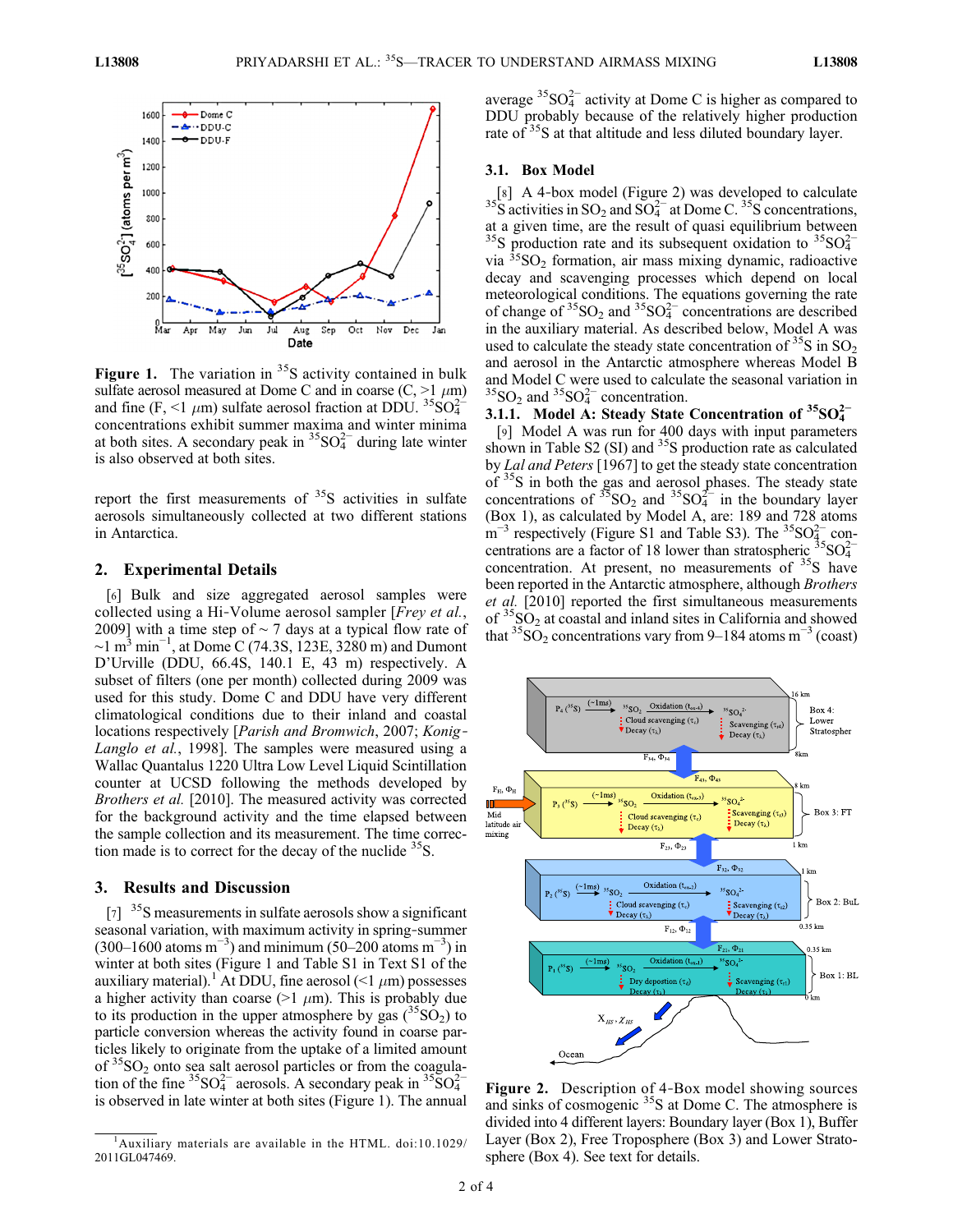Figure 1. The variation in $^{35}S$ activity contained in bulk sulfate aerosol measured at Dome C and in coarse (C, >1 $\mu$m) and fine (F, <1 $\mu$m) sulfate aerosol fraction at DDU. $^{35}SO_4^{2-}$ concentrations exhibit summer maxima and winter minima at both sites. A secondary peak in $^{35}SO_4^{2-}$ during late winter is also observed at both sites.

report the first measurements of $^{35}S$ activities in sulfate aerosols simultaneously collected at two different stations in Antarctica.

## 2. Experimental Details

[6] Bulk and size aggregated aerosol samples were collected using a Hi-Volume aerosol sampler [*Frey et al.*, 2009] with a time step of ~ 7 days at a typical flow rate of ~1 $m^3$ $min^{-1}$, at Dome C (74.3S, 123E, 3280 m) and Dumont D'Urville (DDU, 66.4S, 140.1 E, 43 m) respectively. A subset of filters (one per month) collected during 2009 was used for this study. Dome C and DDU have very different climatological conditions due to their inland and coastal locations respectively [*Parish and Bromwich*, 2007; *Konig-Langlo et al.*, 1998]. The samples were measured using a Wallac Quantalus 1220 Ultra Low Level Liquid Scintillation counter at UCSD following the methods developed by *Brothers et al.* [2010]. The measured activity was corrected for the background activity and the time elapsed between the sample collection and its measurement. The time correction made is to correct for the decay of the nuclide $^{35}S$.

## 3. Results and Discussion

[7] $^{35}S$ measurements in sulfate aerosols show a significant seasonal variation, with maximum activity in spring-summer (300–1600 atoms $m^{-3}$) and minimum (50–200 atoms $m^{-3}$) in winter at both sites (Figure 1 and Table S1 in Text S1 of the auxiliary material).[1] At DDU, fine aerosol (<1 $\mu$m) possesses a higher activity than coarse (>1 $\mu$m). This is probably due to its production in the upper atmosphere by gas ($^{35}SO_2$) to particle conversion whereas the activity found in coarse particles likely to originate from the uptake of a limited amount of $^{35}SO_2$ onto sea salt aerosol particles or from the coagulation of the fine $^{35}SO_4^{2-}$ aerosols. A secondary peak in $^{35}SO_4^{2-}$ is observed in late winter at both sites (Figure 1). The annual average $^{35}SO_4^{2-}$ activity at Dome C is higher as compared to DDU probably because of the relatively higher production rate of $^{35}S$ at that altitude and less diluted boundary layer.

### 3.1. Box Model

[8] A 4-box model (Figure 2) was developed to calculate $^{35}S$ activities in $SO_2$ and $SO_4^{2-}$ at Dome C. $^{35}S$ concentrations, at a given time, are the result of quasi equilibrium between $^{35}S$ production rate and its subsequent oxidation to $^{35}SO_4^{2-}$ via $^{35}SO_2$ formation, air mass mixing dynamic, radioactive decay and scavenging processes which depend on local meteorological conditions. The equations governing the rate of change of $^{35}SO_2$ and $^{35}SO_4^{2-}$ concentrations are described in the auxiliary material. As described below, Model A was used to calculate the steady state concentration of $^{35}S$ in $SO_2$ and aerosol in the Antarctic atmosphere whereas Model B and Model C were used to calculate the seasonal variation in $^{35}SO_2$ and $^{35}SO_4^{2-}$ concentration.

#### 3.1.1. Model A: Steady State Concentration of $^{35}SO_4^{2-}$

[9] Model A was run for 400 days with input parameters shown in Table S2 (SI) and $^{35}S$ production rate as calculated by *Lal and Peters* [1967] to get the steady state concentration of $^{35}S$ in both the gas and aerosol phases. The steady state concentrations of $^{35}SO_2$ and $^{35}SO_4^{2-}$ in the boundary layer (Box 1), as calculated by Model A, are: 189 and 728 atoms $m^{-3}$ respectively (Figure S1 and Table S3). The $^{35}SO_4^{2-}$ concentrations are a factor of 18 lower than stratospheric $^{35}SO_4^{2-}$ concentration. At present, no measurements of $^{35}S$ have been reported in the Antarctic atmosphere, although *Brothers et al.* [2010] reported the first simultaneous measurements of $^{35}SO_2$ at coastal and inland sites in California and showed that $^{35}SO_2$ concentrations vary from 9–184 atoms $m^{-3}$ (coast)

Figure 2. Description of 4-Box model showing sources and sinks of cosmogenic $^{35}S$ at Dome C. The atmosphere is divided into 4 different layers: Boundary layer (Box 1), Buffer Layer (Box 2), Free Troposphere (Box 3) and Lower Stratosphere (Box 4). See text for details.

[1] Auxiliary materials are available in the HTML. doi:10.1029/2011GL047469.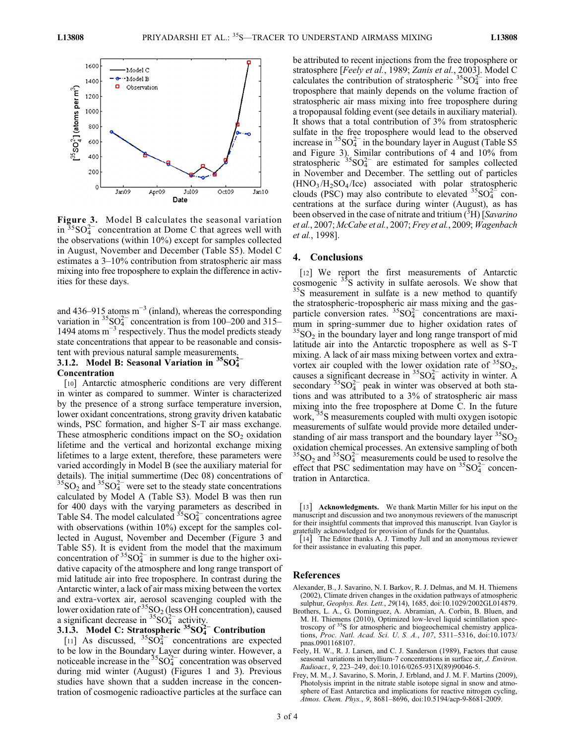**Figure 3.** Model B calculates the seasonal variation in $^{35}SO_4^{2-}$ concentration at Dome C that agrees well with the observations (within 10%) except for samples collected in August, November and December (Table S5). Model C estimates a 3–10% contribution from stratospheric air mass mixing into free troposphere to explain the difference in activities for these days.

and 436–915 atoms m$^{-3}$ (inland), whereas the corresponding variation in $^{35}SO_4^{2-}$ concentration is from 100–200 and 315–1494 atoms m$^{-3}$ respectively. Thus the model predicts steady state concentrations that appear to be reasonable and consistent with previous natural sample measurements.

### 3.1.2. Model B: Seasonal Variation in $^{35}SO_4^{2-}$ Concentration

[10] Antarctic atmospheric conditions are very different in winter as compared to summer. Winter is characterized by the presence of a strong surface temperature inversion, lower oxidant concentrations, strong gravity driven katabatic winds, PSC formation, and higher S-T air mass exchange. These atmospheric conditions impact on the $SO_2$ oxidation lifetime and the vertical and horizontal exchange mixing lifetimes to a large extent, therefore, these parameters were varied accordingly in Model B (see the auxiliary material for details). The initial summertime (Dec 08) concentrations of $^{35}SO_2$ and $^{35}SO_4^{2-}$ were set to the steady state concentrations calculated by Model A (Table S3). Model B was then run for 400 days with the varying parameters as described in Table S4. The model calculated $^{35}SO_4^{2-}$ concentrations agree with observations (within 10%) except for the samples collected in August, November and December (Figure 3 and Table S5). It is evident from the model that the maximum concentration of $^{35}SO_4^{2-}$ in summer is due to the higher oxidative capacity of the atmosphere and long range transport of mid latitude air into free troposphere. In contrast during the Antarctic winter, a lack of air mass mixing between the vortex and extra-vortex air, aerosol scavenging coupled with the lower oxidation rate of $^{35}SO_2$ (less OH concentration), caused a significant decrease in $^{35}SO_4^{2-}$ activity.

### 3.1.3. Model C: Stratospheric $^{35}SO_4^{2-}$ Contribution

[11] As discussed, $^{35}SO_4^{2-}$ concentrations are expected to be low in the Boundary Layer during winter. However, a noticeable increase in the $^{35}SO_4^{2-}$ concentration was observed during mid winter (August) (Figures 1 and 3). Previous studies have shown that a sudden increase in the concentration of cosmogenic radioactive particles at the surface can be attributed to recent injections from the free troposphere or stratosphere [*Feely et al.*, 1989; *Zanis et al.*, 2003]. Model C calculates the contribution of stratospheric $^{35}SO_4^{2-}$ into free troposphere that mainly depends on the volume fraction of stratospheric air mass mixing into free troposphere during a tropopausal folding event (see details in auxiliary material). It shows that a total contribution of 3% from stratospheric sulfate in the free troposphere would lead to the observed increase in $^{35}SO_4^{2-}$ in the boundary layer in August (Table S5 and Figure 3). Similar contributions of 4 and 10% from stratospheric $^{35}SO_4^{2-}$ are estimated for samples collected in November and December. The settling out of particles ($HNO_3/H_2SO_4$/Ice) associated with polar stratospheric clouds (PSC) may also contribute to elevated $^{35}SO_4^{2-}$ concentrations at the surface during winter (August), as has been observed in the case of nitrate and tritium ($^3H$) [*Savarino et al.*, 2007; *McCabe et al.*, 2007; *Frey et al.*, 2009; *Wagenbach et al.*, 1998].

## 4. Conclusions

[12] We report the first measurements of Antarctic cosmogenic $^{35}S$ activity in sulfate aerosols. We show that $^{35}S$ measurement in sulfate is a new method to quantify the stratospheric-tropospheric air mass mixing and the gas-particle conversion rates. $^{35}SO_4^{2-}$ concentrations are maximum in spring-summer due to higher oxidation rates of $^{35}SO_2$ in the boundary layer and long range transport of mid latitude air into the Antarctic troposphere as well as S-T mixing. A lack of air mass mixing between vortex and extra-vortex air coupled with the lower oxidation rate of $^{35}SO_2$, causes a significant decrease in $^{35}SO_4^{2-}$ activity in winter. A secondary $^{35}SO_4^{2-}$ peak in winter was observed at both stations and was attributed to a 3% of stratospheric air mass mixing into the free troposphere at Dome C. In the future work, $^{35}S$ measurements coupled with multi oxygen isotopic measurements of sulfate would provide more detailed understanding of air mass transport and the boundary layer $^{35}SO_2$ oxidation chemical processes. An extensive sampling of both $^{35}SO_2$ and $^{35}SO_4^{2-}$ measurements could be used to resolve the effect that PSC sedimentation may have on $^{35}SO_4^{2-}$ concentration in Antarctica.

[13] **Acknowledgments.** We thank Martin Miller for his input on the manuscript and discussion and two anonymous reviewers of the manuscript for their insightful comments that improved this manuscript. Ivan Gaylor is gratefully acknowledged for provision of funds for the Quantalus.

[14] The Editor thanks A. J. Timothy Jull and an anonymous reviewer for their assistance in evaluating this paper.

## References

Alexander, B., J. Savarino, N. I. Barkov, R. J. Delmas, and M. H. Thiemens (2002), Climate driven changes in the oxidation pathways of atmospheric sulphur, *Geophys. Res. Lett.*, *29*(14), 1685, doi:10.1029/2002GL014879.

Brothers, L. A., G. Dominguez, A. Abramian, A. Corbin, B. Bluen, and M. H. Thiemens (2010), Optimized low-level liquid scintillation spectroscopy of $^{35}S$ for atmospheric and biogeochemical chemistry applications, *Proc. Natl. Acad. Sci. U. S. A.*, *107*, 5311–5316, doi:10.1073/pnas.0901168107.

Feely, H. W., R. J. Larsen, and C. J. Sanderson (1989), Factors that cause seasonal variations in beryllium-7 concentrations in surface air, *J. Environ. Radioact.*, *9*, 223–249, doi:10.1016/0265-931X(89)90046-5.

Frey, M. M., J. Savarino, S. Morin, J. Erbland, and J. M. F. Martins (2009), Photolysis imprint in the nitrate stable isotope signal in snow and atmosphere of East Antarctica and implications for reactive nitrogen cycling, *Atmos. Chem. Phys.*, *9*, 8681–8696, doi:10.5194/acp-9-8681-2009.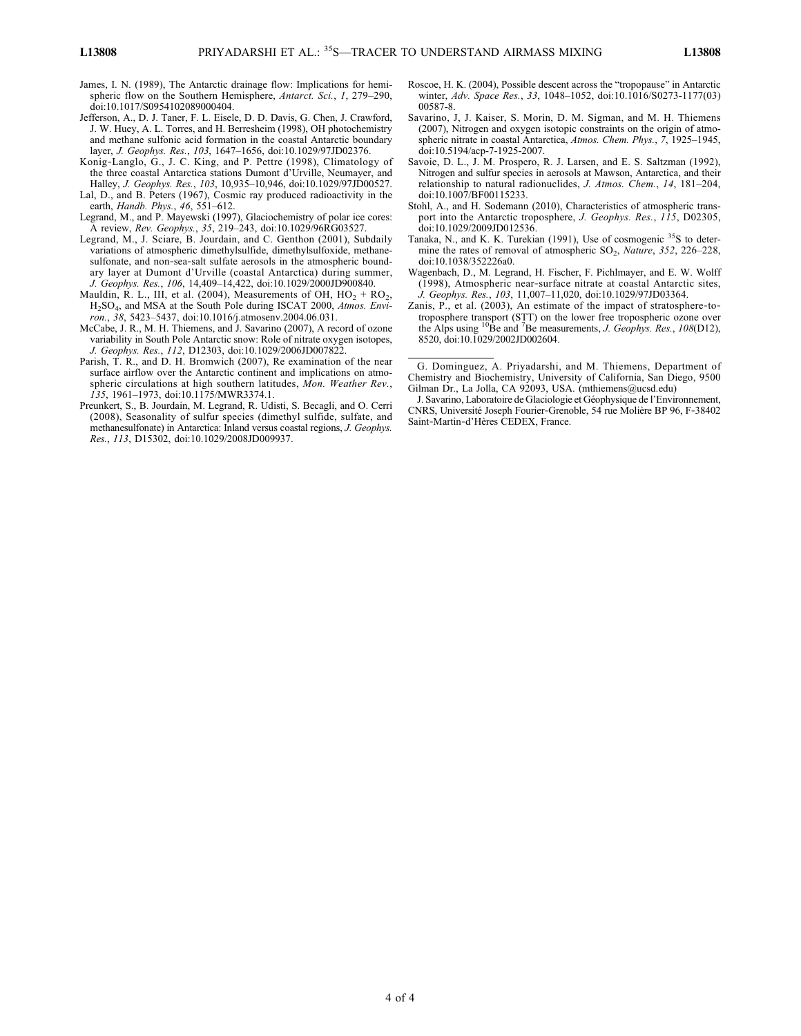James, I. N. (1989), The Antarctic drainage flow: Implications for hemispheric flow on the Southern Hemisphere, *Antarct. Sci.*, *1*, 279–290, doi:10.1017/S0954102089000404.

Jefferson, A., D. J. Taner, F. L. Eisele, D. D. Davis, G. Chen, J. Crawford, J. W. Huey, A. L. Torres, and H. Berresheim (1998), OH photochemistry and methane sulfonic acid formation in the coastal Antarctic boundary layer, *J. Geophys. Res.*, *103*, 1647–1656, doi:10.1029/97JD02376.

Konig-Langlo, G., J. C. King, and P. Pettre (1998), Climatology of the three coastal Antarctica stations Dumont d'Urville, Neumayer, and Halley, *J. Geophys. Res.*, *103*, 10,935–10,946, doi:10.1029/97JD00527.

Lal, D., and B. Peters (1967), Cosmic ray produced radioactivity in the earth, *Handb. Phys.*, *46*, 551–612.

Legrand, M., and P. Mayewski (1997), Glaciochemistry of polar ice cores: A review, *Rev. Geophys.*, *35*, 219–243, doi:10.1029/96RG03527.

Legrand, M., J. Sciare, B. Jourdain, and C. Genthon (2001), Subdaily variations of atmospheric dimethylsulfide, dimethylsulfoxide, methanesulfonate, and non-sea-salt sulfate aerosols in the atmospheric boundary layer at Dumont d'Urville (coastal Antarctica) during summer, *J. Geophys. Res.*, *106*, 14,409–14,422, doi:10.1029/2000JD900840.

Mauldin, R. L., III, et al. (2004), Measurements of OH, $HO_2$ + $RO_2$, $H_2SO_4$, and MSA at the South Pole during ISCAT 2000, *Atmos. Environ.*, *38*, 5423–5437, doi:10.1016/j.atmosenv.2004.06.031.

McCabe, J. R., M. H. Thiemens, and J. Savarino (2007), A record of ozone variability in South Pole Antarctic snow: Role of nitrate oxygen isotopes, *J. Geophys. Res.*, *112*, D12303, doi:10.1029/2006JD007822.

Parish, T. R., and D. H. Bromwich (2007), Re examination of the near surface airflow over the Antarctic continent and implications on atmospheric circulations at high southern latitudes, *Mon. Weather Rev.*, *135*, 1961–1973, doi:10.1175/MWR3374.1.

Preunkert, S., B. Jourdain, M. Legrand, R. Udisti, S. Becagli, and O. Cerri (2008), Seasonality of sulfur species (dimethyl sulfide, sulfate, and methanesulfonate) in Antarctica: Inland versus coastal regions, *J. Geophys. Res.*, *113*, D15302, doi:10.1029/2008JD009937.

Roscoe, H. K. (2004), Possible descent across the "tropopause" in Antarctic winter, *Adv. Space Res.*, *33*, 1048–1052, doi:10.1016/S0273-1177(03)00587-8.

Savarino, J, J. Kaiser, S. Morin, D. M. Sigman, and M. H. Thiemens (2007), Nitrogen and oxygen isotopic constraints on the origin of atmospheric nitrate in coastal Antarctica, *Atmos. Chem. Phys.*, *7*, 1925–1945, doi:10.5194/acp-7-1925-2007.

Savoie, D. L., J. M. Prospero, R. J. Larsen, and E. S. Saltzman (1992), Nitrogen and sulfur species in aerosols at Mawson, Antarctica, and their relationship to natural radionuclides, *J. Atmos. Chem.*, *14*, 181–204, doi:10.1007/BF00115233.

Stohl, A., and H. Sodemann (2010), Characteristics of atmospheric transport into the Antarctic troposphere, *J. Geophys. Res.*, *115*, D02305, doi:10.1029/2009JD012536.

Tanaka, N., and K. K. Turekian (1991), Use of cosmogenic $^{35}S$ to determine the rates of removal of atmospheric $SO_2$, *Nature*, *352*, 226–228, doi:10.1038/352226a0.

Wagenbach, D., M. Legrand, H. Fischer, F. Pichlmayer, and E. W. Wolff (1998), Atmospheric near-surface nitrate at coastal Antarctic sites, *J. Geophys. Res.*, *103*, 11,007–11,020, doi:10.1029/97JD03364.

Zanis, P., et al. (2003), An estimate of the impact of stratosphere-to-troposphere transport (STT) on the lower free tropospheric ozone over the Alps using $^{10}Be$ and $^{7}Be$ measurements, *J. Geophys. Res.*, *108*(D12), 8520, doi:10.1029/2002JD002604.

---

G. Dominguez, A. Priyadarshi, and M. Thiemens, Department of Chemistry and Biochemistry, University of California, San Diego, 9500 Gilman Dr., La Jolla, CA 92093, USA. (mthiemens@ucsd.edu)

J. Savarino, Laboratoire de Glaciologie et Géophysique de l'Environnement, CNRS, Université Joseph Fourier-Grenoble, 54 rue Molière BP 96, F-38402 Saint-Martin-d'Hères CEDEX, France.